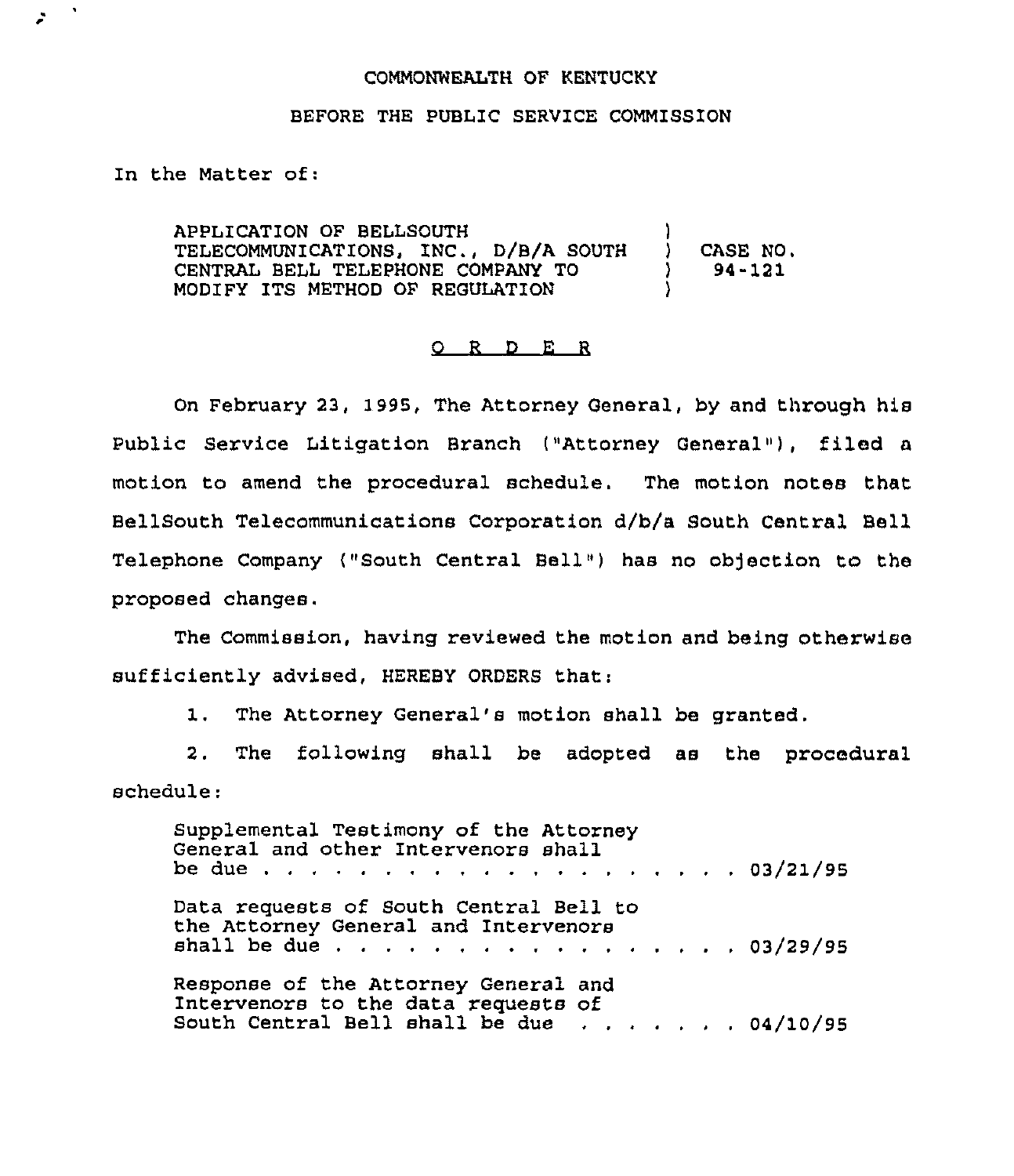COMMONWEALTH OF KENTUCKY

BEFORE THE PUBLIC SERVICE COMMISSION

In the Matter of:

| | | |
|---|---|---|
| APPLICATION OF BELLSOUTH TELECOMMUNICATIONS, INC., D/B/A SOUTH CENTRAL BELL TELEPHONE COMPANY TO MODIFY ITS METHOD OF REGULATION | ) | CASE NO. 94-121 |

## O R D E R

On February 23, 1995, The Attorney General, by and through his Public Service Litigation Branch ("Attorney General"), filed a motion to amend the procedural schedule. The motion notes that BellSouth Telecommunications Corporation d/b/a South Central Bell Telephone Company ("South Central Bell") has no objection to the proposed changes.

The Commission, having reviewed the motion and being otherwise sufficiently advised, HEREBY ORDERS that:

1. The Attorney General's motion shall be granted.

2. The following shall be adopted as the procedural schedule:

Supplemental Testimony of the Attorney General and other Intervenors shall be due . . . . . . . . . . . . . . . . . . . . . 03/21/95

Data requests of South Central Bell to the Attorney General and Intervenors shall be due . . . . . . . . . . . . . . . . . . 03/29/95

Response of the Attorney General and Intervenors to the data requests of South Central Bell shall be due . . . . . . . . 04/10/95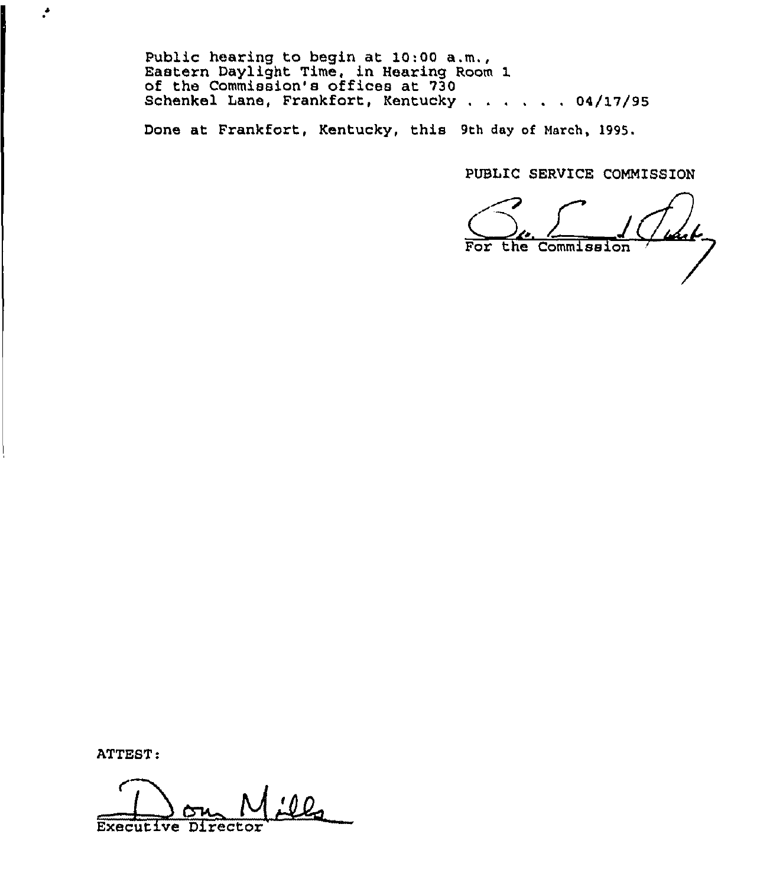Public hearing to begin at 10:00 a.m., Eastern Daylight Time, in Hearing Room 1 of the Commission's offices at 730 Schenkel Lane, Frankfort, Kentucky . . . . . . 04/17/95

Done at Frankfort, Kentucky, this 9th day of March, 1995.

PUBLIC SERVICE COMMISSION

For the Commission

ATTEST:

Executive Director